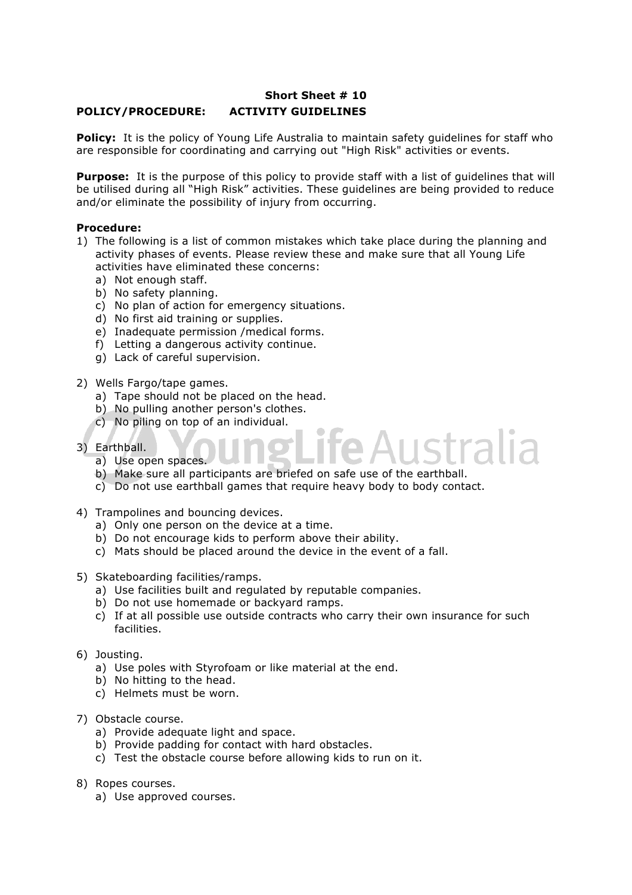**Short Sheet # 10**

**POLICY/PROCEDURE: ACTIVITY GUIDELINES**

**Policy:** It is the policy of Young Life Australia to maintain safety guidelines for staff who are responsible for coordinating and carrying out "High Risk" activities or events.

**Purpose:** It is the purpose of this policy to provide staff with a list of guidelines that will be utilised during all "High Risk" activities. These guidelines are being provided to reduce and/or eliminate the possibility of injury from occurring.

**Procedure:**

1) The following is a list of common mistakes which take place during the planning and activity phases of events. Please review these and make sure that all Young Life activities have eliminated these concerns:
   a) Not enough staff.
   b) No safety planning.
   c) No plan of action for emergency situations.
   d) No first aid training or supplies.
   e) Inadequate permission /medical forms.
   f) Letting a dangerous activity continue.
   g) Lack of careful supervision.

2) Wells Fargo/tape games.
   a) Tape should not be placed on the head.
   b) No pulling another person's clothes.
   c) No piling on top of an individual.

3) Earthball.
   a) Use open spaces.
   b) Make sure all participants are briefed on safe use of the earthball.
   c) Do not use earthball games that require heavy body to body contact.

4) Trampolines and bouncing devices.
   a) Only one person on the device at a time.
   b) Do not encourage kids to perform above their ability.
   c) Mats should be placed around the device in the event of a fall.

5) Skateboarding facilities/ramps.
   a) Use facilities built and regulated by reputable companies.
   b) Do not use homemade or backyard ramps.
   c) If at all possible use outside contracts who carry their own insurance for such facilities.

6) Jousting.
   a) Use poles with Styrofoam or like material at the end.
   b) No hitting to the head.
   c) Helmets must be worn.

7) Obstacle course.
   a) Provide adequate light and space.
   b) Provide padding for contact with hard obstacles.
   c) Test the obstacle course before allowing kids to run on it.

8) Ropes courses.
   a) Use approved courses.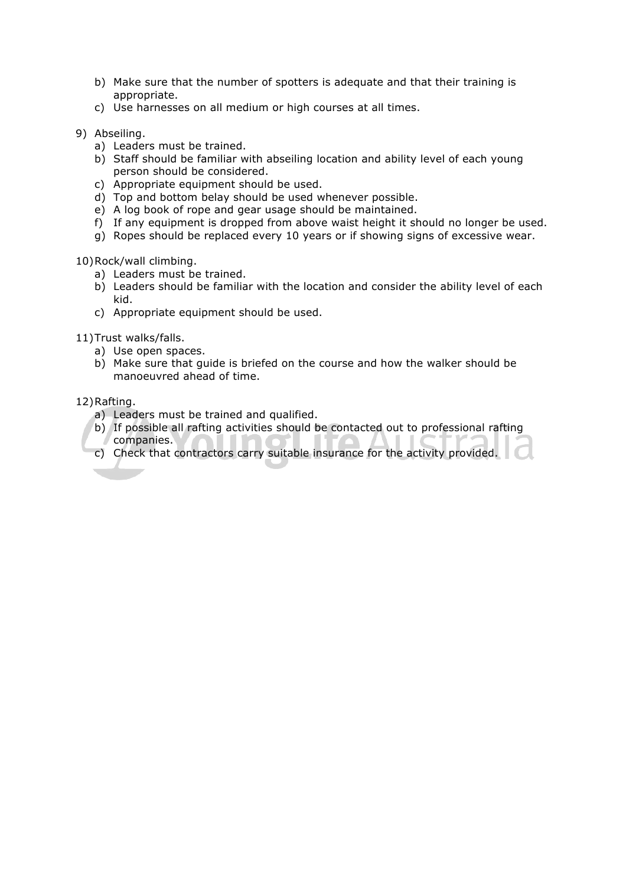- b) Make sure that the number of spotters is adequate and that their training is appropriate.
- c) Use harnesses on all medium or high courses at all times.

9) Abseiling.
   - a) Leaders must be trained.
   - b) Staff should be familiar with abseiling location and ability level of each young person should be considered.
   - c) Appropriate equipment should be used.
   - d) Top and bottom belay should be used whenever possible.
   - e) A log book of rope and gear usage should be maintained.
   - f) If any equipment is dropped from above waist height it should no longer be used.
   - g) Ropes should be replaced every 10 years or if showing signs of excessive wear.

10) Rock/wall climbing.
   - a) Leaders must be trained.
   - b) Leaders should be familiar with the location and consider the ability level of each kid.
   - c) Appropriate equipment should be used.

11) Trust walks/falls.
   - a) Use open spaces.
   - b) Make sure that guide is briefed on the course and how the walker should be manoeuvred ahead of time.

12) Rafting.
   - a) Leaders must be trained and qualified.
   - b) If possible all rafting activities should be contacted out to professional rafting companies.
   - c) Check that contractors carry suitable insurance for the activity provided.